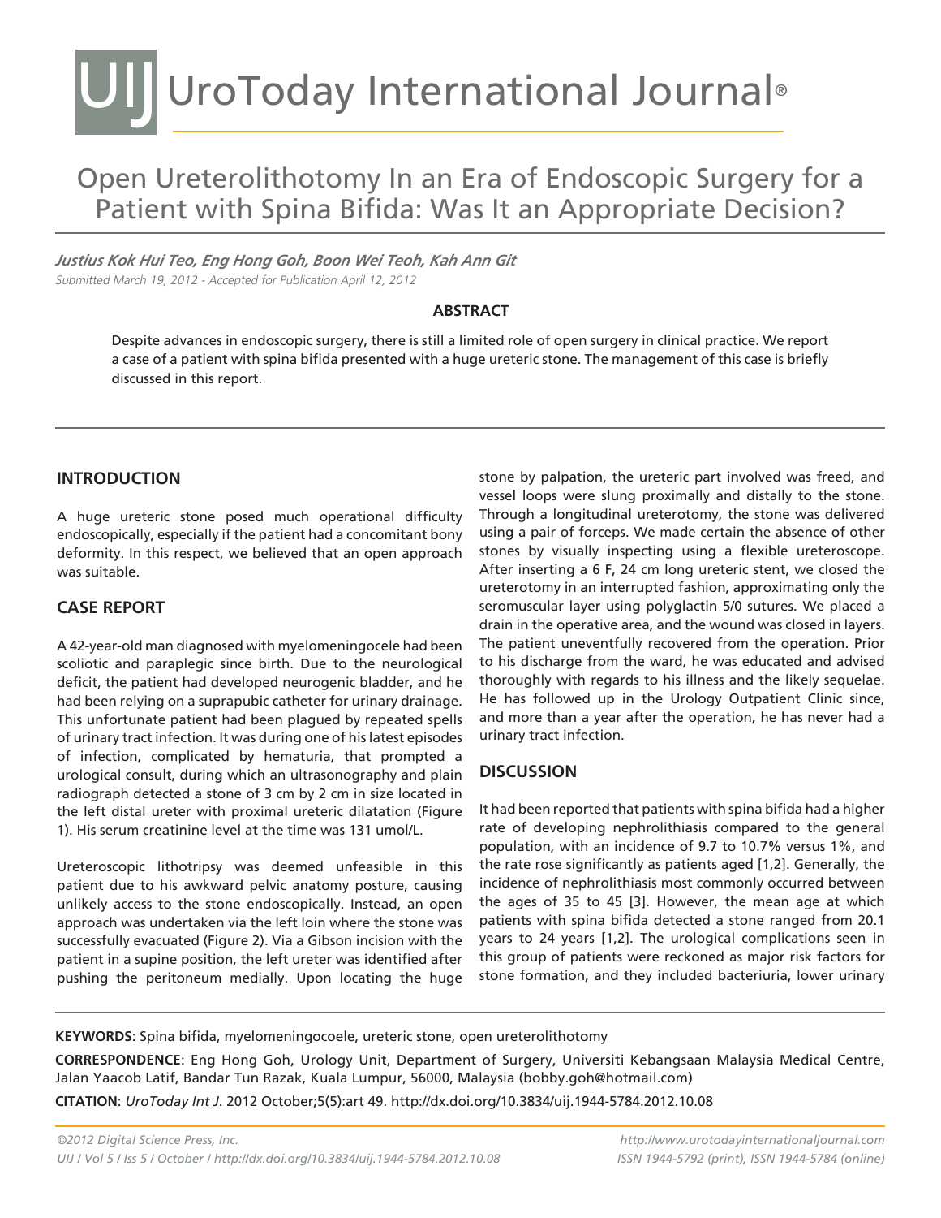# UroToday International Journal®

## Open Ureterolithotomy In an Era of Endoscopic Surgery for a Patient with Spina Bifida: Was It an Appropriate Decision?

***Justius Kok Hui Teo, Eng Hong Goh, Boon Wei Teoh, Kah Ann Git***

*Submitted March 19, 2012 - Accepted for Publication April 12, 2012*

**ABSTRACT**

Despite advances in endoscopic surgery, there is still a limited role of open surgery in clinical practice. We report a case of a patient with spina bifida presented with a huge ureteric stone. The management of this case is briefly discussed in this report.

## INTRODUCTION

A huge ureteric stone posed much operational difficulty endoscopically, especially if the patient had a concomitant bony deformity. In this respect, we believed that an open approach was suitable.

## CASE REPORT

A 42-year-old man diagnosed with myelomeningocele had been scoliotic and paraplegic since birth. Due to the neurological deficit, the patient had developed neurogenic bladder, and he had been relying on a suprapubic catheter for urinary drainage. This unfortunate patient had been plagued by repeated spells of urinary tract infection. It was during one of his latest episodes of infection, complicated by hematuria, that prompted a urological consult, during which an ultrasonography and plain radiograph detected a stone of 3 cm by 2 cm in size located in the left distal ureter with proximal ureteric dilatation (Figure 1). His serum creatinine level at the time was 131 umol/L.

Ureteroscopic lithotripsy was deemed unfeasible in this patient due to his awkward pelvic anatomy posture, causing unlikely access to the stone endoscopically. Instead, an open approach was undertaken via the left loin where the stone was successfully evacuated (Figure 2). Via a Gibson incision with the patient in a supine position, the left ureter was identified after pushing the peritoneum medially. Upon locating the huge stone by palpation, the ureteric part involved was freed, and vessel loops were slung proximally and distally to the stone. Through a longitudinal ureterotomy, the stone was delivered using a pair of forceps. We made certain the absence of other stones by visually inspecting using a flexible ureteroscope. After inserting a 6 F, 24 cm long ureteric stent, we closed the ureterotomy in an interrupted fashion, approximating only the seromuscular layer using polyglactin 5/0 sutures. We placed a drain in the operative area, and the wound was closed in layers. The patient uneventfully recovered from the operation. Prior to his discharge from the ward, he was educated and advised thoroughly with regards to his illness and the likely sequelae. He has followed up in the Urology Outpatient Clinic since, and more than a year after the operation, he has never had a urinary tract infection.

## DISCUSSION

It had been reported that patients with spina bifida had a higher rate of developing nephrolithiasis compared to the general population, with an incidence of 9.7 to 10.7% versus 1%, and the rate rose significantly as patients aged [1,2]. Generally, the incidence of nephrolithiasis most commonly occurred between the ages of 35 to 45 [3]. However, the mean age at which patients with spina bifida detected a stone ranged from 20.1 years to 24 years [1,2]. The urological complications seen in this group of patients were reckoned as major risk factors for stone formation, and they included bacteriuria, lower urinary

**KEYWORDS**: Spina bifida, myelomeningocoele, ureteric stone, open ureterolithotomy

**CORRESPONDENCE**: Eng Hong Goh, Urology Unit, Department of Surgery, Universiti Kebangsaan Malaysia Medical Centre, Jalan Yaacob Latif, Bandar Tun Razak, Kuala Lumpur, 56000, Malaysia (bobby.goh@hotmail.com)

**CITATION**: *UroToday Int J*. 2012 October;5(5):art 49. http://dx.doi.org/10.3834/uij.1944-5784.2012.10.08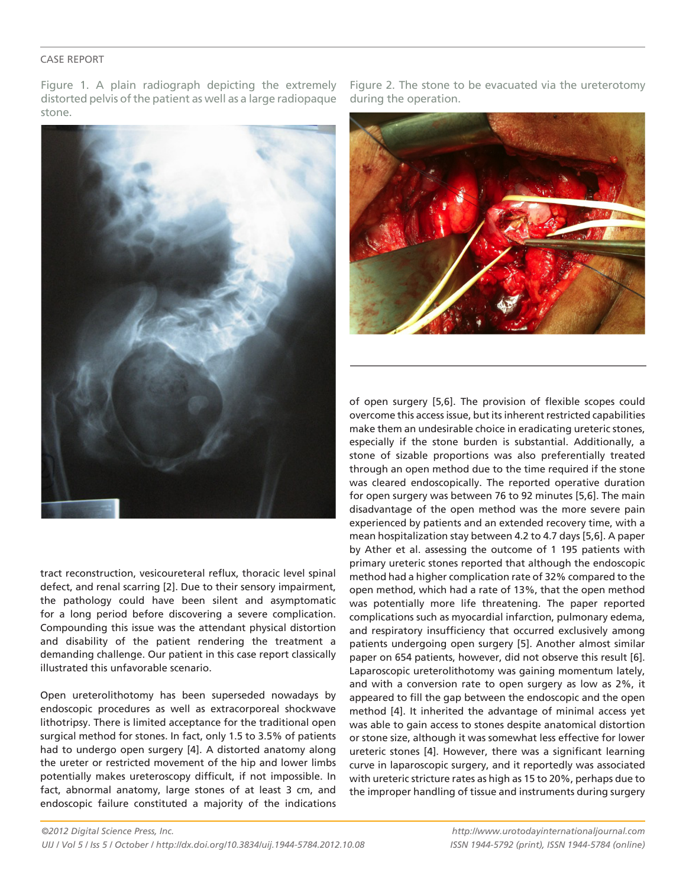Figure 1. A plain radiograph depicting the extremely distorted pelvis of the patient as well as a large radiopaque stone.

Figure 2. The stone to be evacuated via the ureterotomy during the operation.

tract reconstruction, vesicoureteral reflux, thoracic level spinal defect, and renal scarring [2]. Due to their sensory impairment, the pathology could have been silent and asymptomatic for a long period before discovering a severe complication. Compounding this issue was the attendant physical distortion and disability of the patient rendering the treatment a demanding challenge. Our patient in this case report classically illustrated this unfavorable scenario.

Open ureterolithotomy has been superseded nowadays by endoscopic procedures as well as extracorporeal shockwave lithotripsy. There is limited acceptance for the traditional open surgical method for stones. In fact, only 1.5 to 3.5% of patients had to undergo open surgery [4]. A distorted anatomy along the ureter or restricted movement of the hip and lower limbs potentially makes ureteroscopy difficult, if not impossible. In fact, abnormal anatomy, large stones of at least 3 cm, and endoscopic failure constituted a majority of the indications of open surgery [5,6]. The provision of flexible scopes could overcome this access issue, but its inherent restricted capabilities make them an undesirable choice in eradicating ureteric stones, especially if the stone burden is substantial. Additionally, a stone of sizable proportions was also preferentially treated through an open method due to the time required if the stone was cleared endoscopically. The reported operative duration for open surgery was between 76 to 92 minutes [5,6]. The main disadvantage of the open method was the more severe pain experienced by patients and an extended recovery time, with a mean hospitalization stay between 4.2 to 4.7 days [5,6]. A paper by Ather et al. assessing the outcome of 1 195 patients with primary ureteric stones reported that although the endoscopic method had a higher complication rate of 32% compared to the open method, which had a rate of 13%, that the open method was potentially more life threatening. The paper reported complications such as myocardial infarction, pulmonary edema, and respiratory insufficiency that occurred exclusively among patients undergoing open surgery [5]. Another almost similar paper on 654 patients, however, did not observe this result [6]. Laparoscopic ureterolithotomy was gaining momentum lately, and with a conversion rate to open surgery as low as 2%, it appeared to fill the gap between the endoscopic and the open method [4]. It inherited the advantage of minimal access yet was able to gain access to stones despite anatomical distortion or stone size, although it was somewhat less effective for lower ureteric stones [4]. However, there was a significant learning curve in laparoscopic surgery, and it reportedly was associated with ureteric stricture rates as high as 15 to 20%, perhaps due to the improper handling of tissue and instruments during surgery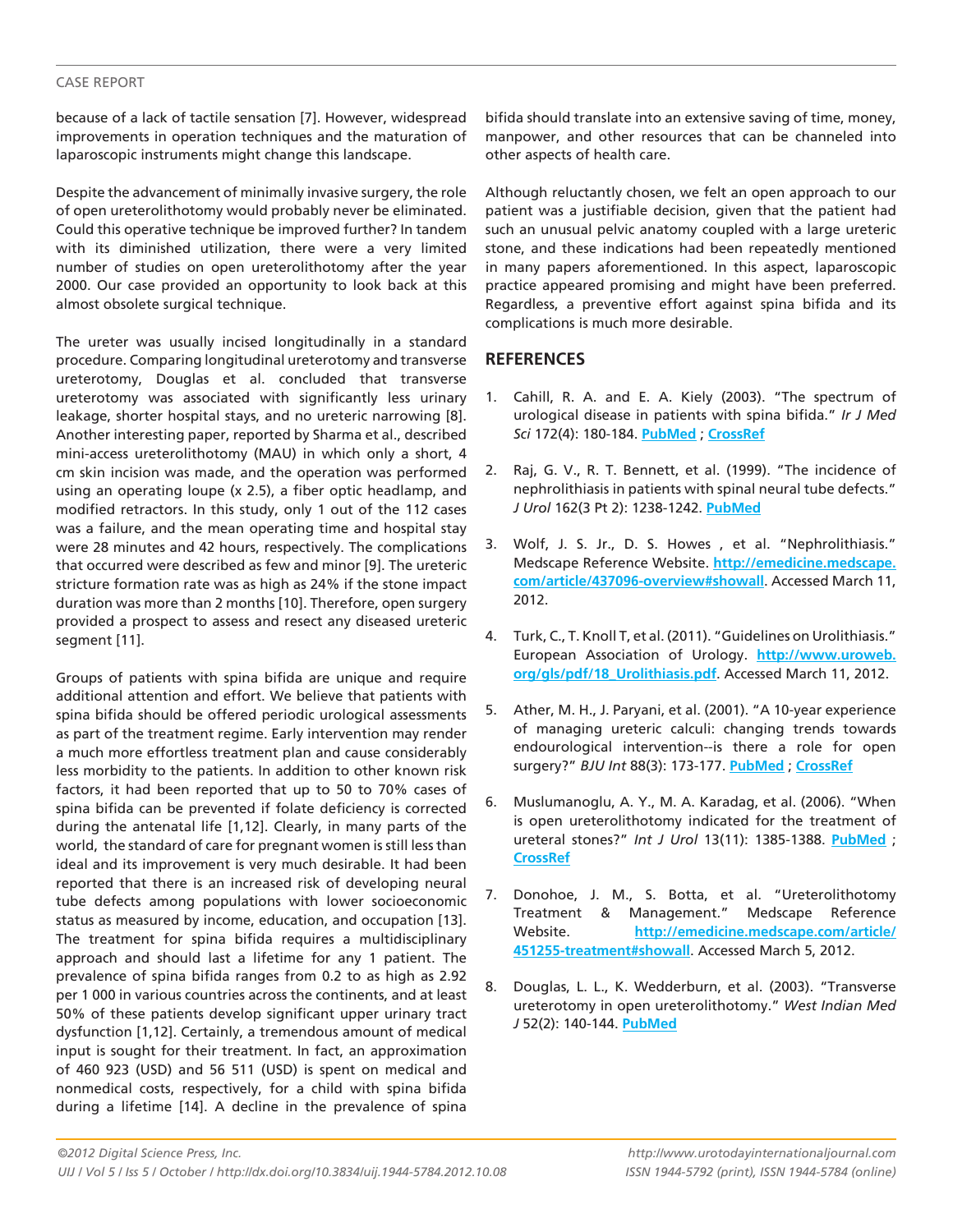because of a lack of tactile sensation [7]. However, widespread improvements in operation techniques and the maturation of laparoscopic instruments might change this landscape.

Despite the advancement of minimally invasive surgery, the role of open ureterolithotomy would probably never be eliminated. Could this operative technique be improved further? In tandem with its diminished utilization, there were a very limited number of studies on open ureterolithotomy after the year 2000. Our case provided an opportunity to look back at this almost obsolete surgical technique.

The ureter was usually incised longitudinally in a standard procedure. Comparing longitudinal ureterotomy and transverse ureterotomy, Douglas et al. concluded that transverse ureterotomy was associated with significantly less urinary leakage, shorter hospital stays, and no ureteric narrowing [8]. Another interesting paper, reported by Sharma et al., described mini-access ureterolithotomy (MAU) in which only a short, 4 cm skin incision was made, and the operation was performed using an operating loupe (x 2.5), a fiber optic headlamp, and modified retractors. In this study, only 1 out of the 112 cases was a failure, and the mean operating time and hospital stay were 28 minutes and 42 hours, respectively. The complications that occurred were described as few and minor [9]. The ureteric stricture formation rate was as high as 24% if the stone impact duration was more than 2 months [10]. Therefore, open surgery provided a prospect to assess and resect any diseased ureteric segment [11].

Groups of patients with spina bifida are unique and require additional attention and effort. We believe that patients with spina bifida should be offered periodic urological assessments as part of the treatment regime. Early intervention may render a much more effortless treatment plan and cause considerably less morbidity to the patients. In addition to other known risk factors, it had been reported that up to 50 to 70% cases of spina bifida can be prevented if folate deficiency is corrected during the antenatal life [1,12]. Clearly, in many parts of the world, the standard of care for pregnant women is still less than ideal and its improvement is very much desirable. It had been reported that there is an increased risk of developing neural tube defects among populations with lower socioeconomic status as measured by income, education, and occupation [13]. The treatment for spina bifida requires a multidisciplinary approach and should last a lifetime for any 1 patient. The prevalence of spina bifida ranges from 0.2 to as high as 2.92 per 1 000 in various countries across the continents, and at least 50% of these patients develop significant upper urinary tract dysfunction [1,12]. Certainly, a tremendous amount of medical input is sought for their treatment. In fact, an approximation of 460 923 (USD) and 56 511 (USD) is spent on medical and nonmedical costs, respectively, for a child with spina bifida during a lifetime [14]. A decline in the prevalence of spina bifida should translate into an extensive saving of time, money, manpower, and other resources that can be channeled into other aspects of health care.

Although reluctantly chosen, we felt an open approach to our patient was a justifiable decision, given that the patient had such an unusual pelvic anatomy coupled with a large ureteric stone, and these indications had been repeatedly mentioned in many papers aforementioned. In this aspect, laparoscopic practice appeared promising and might have been preferred. Regardless, a preventive effort against spina bifida and its complications is much more desirable.

## REFERENCES

1. Cahill, R. A. and E. A. Kiely (2003). "The spectrum of urological disease in patients with spina bifida." *Ir J Med Sci* 172(4): 180-184. PubMed ; CrossRef
2. Raj, G. V., R. T. Bennett, et al. (1999). "The incidence of nephrolithiasis in patients with spinal neural tube defects." *J Urol* 162(3 Pt 2): 1238-1242. PubMed
3. Wolf, J. S. Jr., D. S. Howes , et al. "Nephrolithiasis." Medscape Reference Website. http://emedicine.medscape.com/article/437096-overview#showall. Accessed March 11, 2012.
4. Turk, C., T. Knoll T, et al. (2011). "Guidelines on Urolithiasis." European Association of Urology. http://www.uroweb.org/gls/pdf/18_Urolithiasis.pdf. Accessed March 11, 2012.
5. Ather, M. H., J. Paryani, et al. (2001). "A 10-year experience of managing ureteric calculi: changing trends towards endourological intervention--is there a role for open surgery?" *BJU Int* 88(3): 173-177. PubMed ; CrossRef
6. Muslumanoglu, A. Y., M. A. Karadag, et al. (2006). "When is open ureterolithotomy indicated for the treatment of ureteral stones?" *Int J Urol* 13(11): 1385-1388. PubMed ; CrossRef
7. Donohoe, J. M., S. Botta, et al. "Ureterolithotomy Treatment & Management." Medscape Reference Website. http://emedicine.medscape.com/article/451255-treatment#showall. Accessed March 5, 2012.
8. Douglas, L. L., K. Wedderburn, et al. (2003). "Transverse ureterotomy in open ureterolithotomy." *West Indian Med J* 52(2): 140-144. PubMed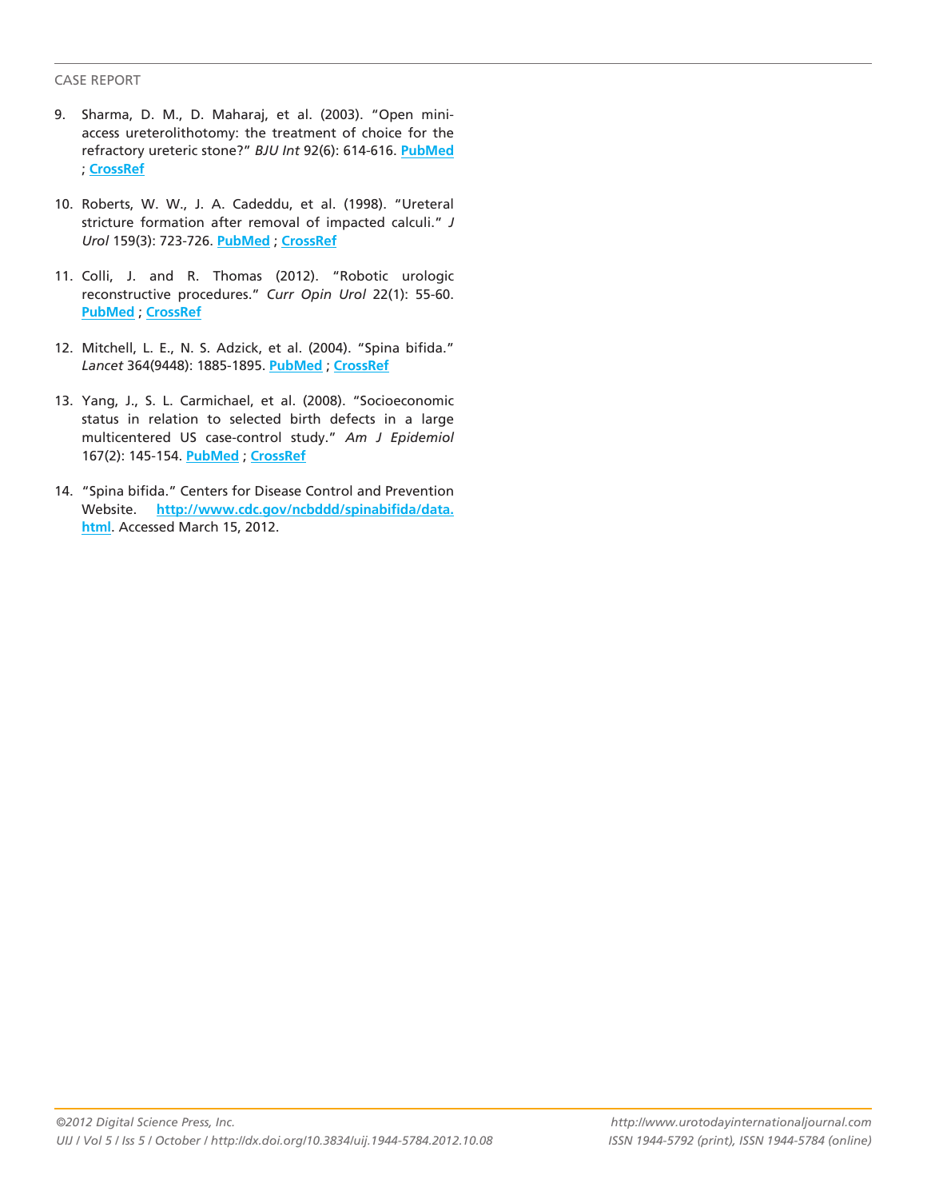9. Sharma, D. M., D. Maharaj, et al. (2003). "Open mini-access ureterolithotomy: the treatment of choice for the refractory ureteric stone?" *BJU Int* 92(6): 614-616. PubMed ; CrossRef

10. Roberts, W. W., J. A. Cadeddu, et al. (1998). "Ureteral stricture formation after removal of impacted calculi." *J Urol* 159(3): 723-726. PubMed ; CrossRef

11. Colli, J. and R. Thomas (2012). "Robotic urologic reconstructive procedures." *Curr Opin Urol* 22(1): 55-60. PubMed ; CrossRef

12. Mitchell, L. E., N. S. Adzick, et al. (2004). "Spina bifida." *Lancet* 364(9448): 1885-1895. PubMed ; CrossRef

13. Yang, J., S. L. Carmichael, et al. (2008). "Socioeconomic status in relation to selected birth defects in a large multicentered US case-control study." *Am J Epidemiol* 167(2): 145-154. PubMed ; CrossRef

14. "Spina bifida." Centers for Disease Control and Prevention Website. http://www.cdc.gov/ncbddd/spinabifida/data.html. Accessed March 15, 2012.